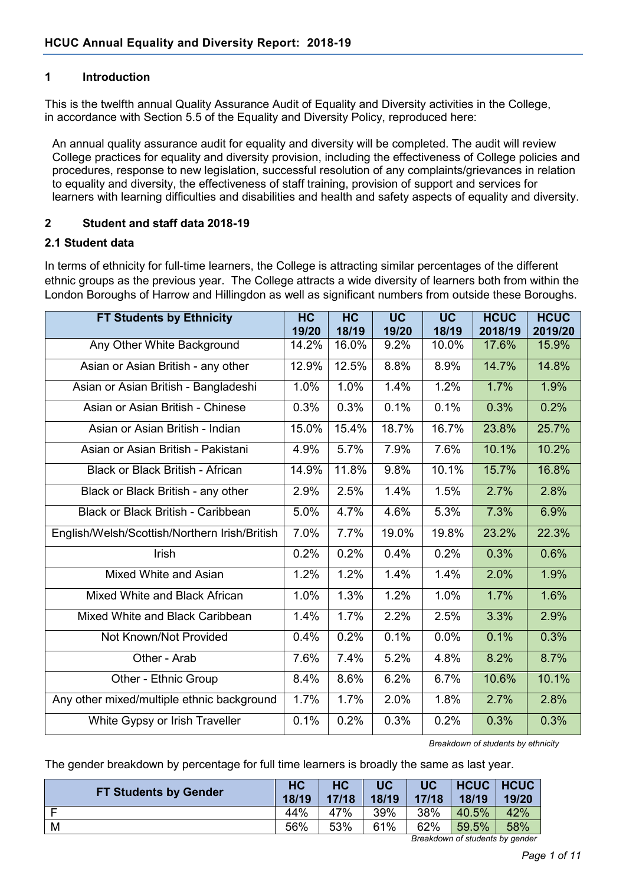## HCUC Annual Equality and Diversity Report: 2018-19

### 1 Introduction

This is the twelfth annual Quality Assurance Audit of Equality and Diversity activities in the College, in accordance with Section 5.5 of the Equality and Diversity Policy, reproduced here:

> An annual quality assurance audit for equality and diversity will be completed. The audit will review College practices for equality and diversity provision, including the effectiveness of College policies and procedures, response to new legislation, successful resolution of any complaints/grievances in relation to equality and diversity, the effectiveness of staff training, provision of support and services for learners with learning difficulties and disabilities and health and safety aspects of equality and diversity.

### 2 Student and staff data 2018-19

#### 2.1 Student data

In terms of ethnicity for full-time learners, the College is attracting similar percentages of the different ethnic groups as the previous year. The College attracts a wide diversity of learners both from within the London Boroughs of Harrow and Hillingdon as well as significant numbers from outside these Boroughs.

| FT Students by Ethnicity | HC 19/20 | HC 18/19 | UC 19/20 | UC 18/19 | HCUC 2018/19 | HCUC 2019/20 |
|---|---|---|---|---|---|---|
| Any Other White Background | 14.2% | 16.0% | 9.2% | 10.0% | 17.6% | 15.9% |
| Asian or Asian British - any other | 12.9% | 12.5% | 8.8% | 8.9% | 14.7% | 14.8% |
| Asian or Asian British - Bangladeshi | 1.0% | 1.0% | 1.4% | 1.2% | 1.7% | 1.9% |
| Asian or Asian British - Chinese | 0.3% | 0.3% | 0.1% | 0.1% | 0.3% | 0.2% |
| Asian or Asian British - Indian | 15.0% | 15.4% | 18.7% | 16.7% | 23.8% | 25.7% |
| Asian or Asian British - Pakistani | 4.9% | 5.7% | 7.9% | 7.6% | 10.1% | 10.2% |
| Black or Black British - African | 14.9% | 11.8% | 9.8% | 10.1% | 15.7% | 16.8% |
| Black or Black British - any other | 2.9% | 2.5% | 1.4% | 1.5% | 2.7% | 2.8% |
| Black or Black British - Caribbean | 5.0% | 4.7% | 4.6% | 5.3% | 7.3% | 6.9% |
| English/Welsh/Scottish/Northern Irish/British | 7.0% | 7.7% | 19.0% | 19.8% | 23.2% | 22.3% |
| Irish | 0.2% | 0.2% | 0.4% | 0.2% | 0.3% | 0.6% |
| Mixed White and Asian | 1.2% | 1.2% | 1.4% | 1.4% | 2.0% | 1.9% |
| Mixed White and Black African | 1.0% | 1.3% | 1.2% | 1.0% | 1.7% | 1.6% |
| Mixed White and Black Caribbean | 1.4% | 1.7% | 2.2% | 2.5% | 3.3% | 2.9% |
| Not Known/Not Provided | 0.4% | 0.2% | 0.1% | 0.0% | 0.1% | 0.3% |
| Other - Arab | 7.6% | 7.4% | 5.2% | 4.8% | 8.2% | 8.7% |
| Other - Ethnic Group | 8.4% | 8.6% | 6.2% | 6.7% | 10.6% | 10.1% |
| Any other mixed/multiple ethnic background | 1.7% | 1.7% | 2.0% | 1.8% | 2.7% | 2.8% |
| White Gypsy or Irish Traveller | 0.1% | 0.2% | 0.3% | 0.2% | 0.3% | 0.3% |

*Breakdown of students by ethnicity*

The gender breakdown by percentage for full time learners is broadly the same as last year.

| FT Students by Gender | HC 18/19 | HC 17/18 | UC 18/19 | UC 17/18 | HCUC 18/19 | HCUC 19/20 |
|---|---|---|---|---|---|---|
| F | 44% | 47% | 39% | 38% | 40.5% | 42% |
| M | 56% | 53% | 61% | 62% | 59.5% | 58% |

*Breakdown of students by gender*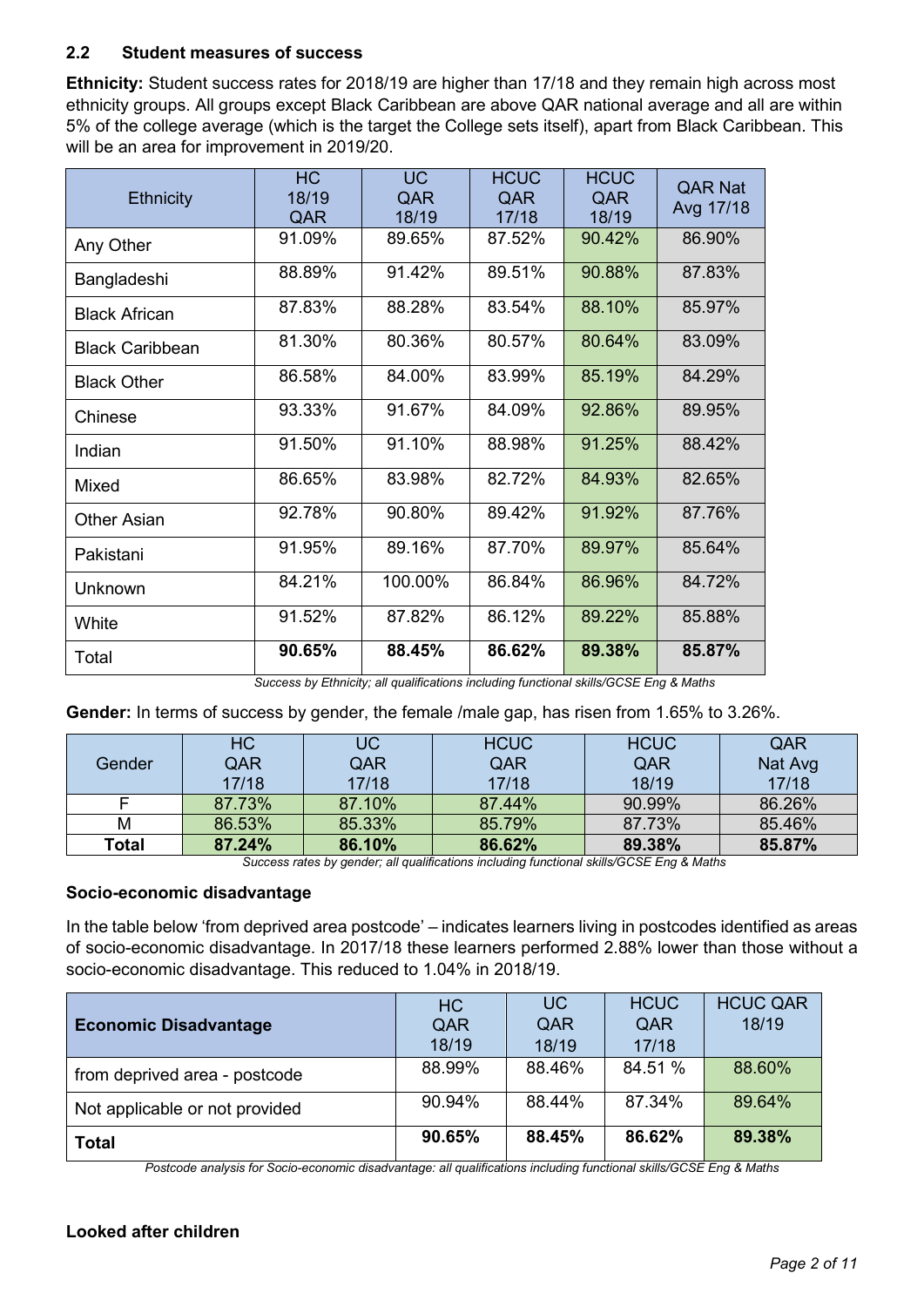### 2.2 Student measures of success

**Ethnicity:** Student success rates for 2018/19 are higher than 17/18 and they remain high across most ethnicity groups. All groups except Black Caribbean are above QAR national average and all are within 5% of the college average (which is the target the College sets itself), apart from Black Caribbean. This will be an area for improvement in 2019/20.

| Ethnicity | HC 18/19 QAR | UC QAR 18/19 | HCUC QAR 17/18 | HCUC QAR 18/19 | QAR Nat Avg 17/18 |
|---|---|---|---|---|---|
| Any Other | 91.09% | 89.65% | 87.52% | 90.42% | 86.90% |
| Bangladeshi | 88.89% | 91.42% | 89.51% | 90.88% | 87.83% |
| Black African | 87.83% | 88.28% | 83.54% | 88.10% | 85.97% |
| Black Caribbean | 81.30% | 80.36% | 80.57% | 80.64% | 83.09% |
| Black Other | 86.58% | 84.00% | 83.99% | 85.19% | 84.29% |
| Chinese | 93.33% | 91.67% | 84.09% | 92.86% | 89.95% |
| Indian | 91.50% | 91.10% | 88.98% | 91.25% | 88.42% |
| Mixed | 86.65% | 83.98% | 82.72% | 84.93% | 82.65% |
| Other Asian | 92.78% | 90.80% | 89.42% | 91.92% | 87.76% |
| Pakistani | 91.95% | 89.16% | 87.70% | 89.97% | 85.64% |
| Unknown | 84.21% | 100.00% | 86.84% | 86.96% | 84.72% |
| White | 91.52% | 87.82% | 86.12% | 89.22% | 85.88% |
| **Total** | **90.65%** | **88.45%** | **86.62%** | **89.38%** | **85.87%** |

*Success by Ethnicity; all qualifications including functional skills/GCSE Eng & Maths*

**Gender:** In terms of success by gender, the female /male gap, has risen from 1.65% to 3.26%.

| Gender | HC QAR 17/18 | UC QAR 17/18 | HCUC QAR 17/18 | HCUC QAR 18/19 | QAR Nat Avg 17/18 |
|---|---|---|---|---|---|
| F | 87.73% | 87.10% | 87.44% | 90.99% | 86.26% |
| M | 86.53% | 85.33% | 85.79% | 87.73% | 85.46% |
| **Total** | **87.24%** | **86.10%** | **86.62%** | **89.38%** | **85.87%** |

*Success rates by gender; all qualifications including functional skills/GCSE Eng & Maths*

**Socio-economic disadvantage**

In the table below 'from deprived area postcode' – indicates learners living in postcodes identified as areas of socio-economic disadvantage. In 2017/18 these learners performed 2.88% lower than those without a socio-economic disadvantage. This reduced to 1.04% in 2018/19.

| **Economic Disadvantage** | HC QAR 18/19 | UC QAR 18/19 | HCUC QAR 17/18 | HCUC QAR 18/19 |
|---|---|---|---|---|
| from deprived area - postcode | 88.99% | 88.46% | 84.51 % | 88.60% |
| Not applicable or not provided | 90.94% | 88.44% | 87.34% | 89.64% |
| **Total** | **90.65%** | **88.45%** | **86.62%** | **89.38%** |

*Postcode analysis for Socio-economic disadvantage: all qualifications including functional skills/GCSE Eng & Maths*

**Looked after children**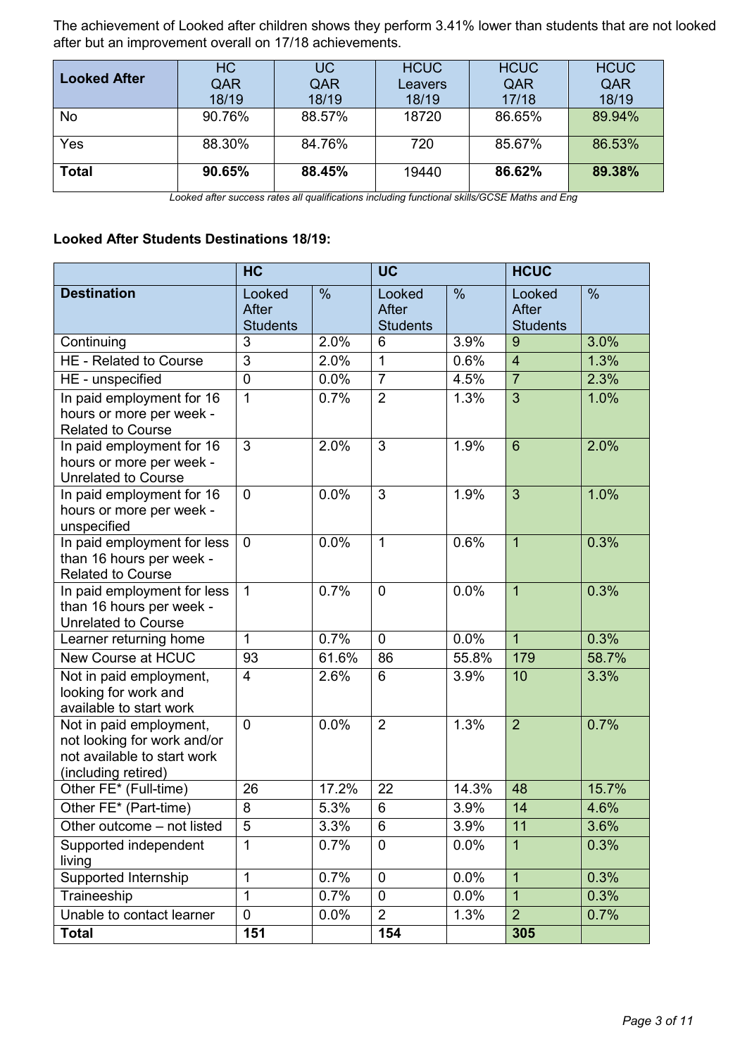The achievement of Looked after children shows they perform 3.41% lower than students that are not looked after but an improvement overall on 17/18 achievements.

| Looked After | HC QAR 18/19 | UC QAR 18/19 | HCUC Leavers 18/19 | HCUC QAR 17/18 | HCUC QAR 18/19 |
|---|---|---|---|---|---|
| No | 90.76% | 88.57% | 18720 | 86.65% | 89.94% |
| Yes | 88.30% | 84.76% | 720 | 85.67% | 86.53% |
| **Total** | **90.65%** | **88.45%** | 19440 | **86.62%** | **89.38%** |

*Looked after success rates all qualifications including functional skills/GCSE Maths and Eng*

**Looked After Students Destinations 18/19:**

| | **HC** | | **UC** | | **HCUC** | |
|---|---|---|---|---|---|---|
| **Destination** | Looked After Students | % | Looked After Students | % | Looked After Students | % |
| Continuing | 3 | 2.0% | 6 | 3.9% | 9 | 3.0% |
| HE - Related to Course | 3 | 2.0% | 1 | 0.6% | 4 | 1.3% |
| HE - unspecified | 0 | 0.0% | 7 | 4.5% | 7 | 2.3% |
| In paid employment for 16 hours or more per week - Related to Course | 1 | 0.7% | 2 | 1.3% | 3 | 1.0% |
| In paid employment for 16 hours or more per week - Unrelated to Course | 3 | 2.0% | 3 | 1.9% | 6 | 2.0% |
| In paid employment for 16 hours or more per week - unspecified | 0 | 0.0% | 3 | 1.9% | 3 | 1.0% |
| In paid employment for less than 16 hours per week - Related to Course | 0 | 0.0% | 1 | 0.6% | 1 | 0.3% |
| In paid employment for less than 16 hours per week - Unrelated to Course | 1 | 0.7% | 0 | 0.0% | 1 | 0.3% |
| Learner returning home | 1 | 0.7% | 0 | 0.0% | 1 | 0.3% |
| New Course at HCUC | 93 | 61.6% | 86 | 55.8% | 179 | 58.7% |
| Not in paid employment, looking for work and available to start work | 4 | 2.6% | 6 | 3.9% | 10 | 3.3% |
| Not in paid employment, not looking for work and/or not available to start work (including retired) | 0 | 0.0% | 2 | 1.3% | 2 | 0.7% |
| Other FE* (Full-time) | 26 | 17.2% | 22 | 14.3% | 48 | 15.7% |
| Other FE* (Part-time) | 8 | 5.3% | 6 | 3.9% | 14 | 4.6% |
| Other outcome – not listed | 5 | 3.3% | 6 | 3.9% | 11 | 3.6% |
| Supported independent living | 1 | 0.7% | 0 | 0.0% | 1 | 0.3% |
| Supported Internship | 1 | 0.7% | 0 | 0.0% | 1 | 0.3% |
| Traineeship | 1 | 0.7% | 0 | 0.0% | 1 | 0.3% |
| Unable to contact learner | 0 | 0.0% | 2 | 1.3% | 2 | 0.7% |
| **Total** | **151** | | **154** | | **305** | |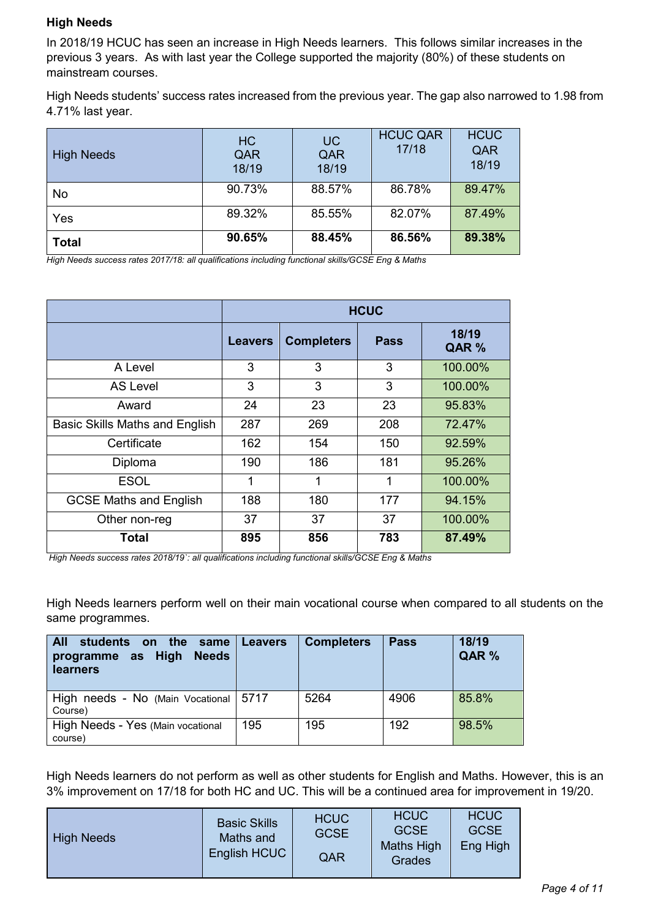**High Needs**

In 2018/19 HCUC has seen an increase in High Needs learners. This follows similar increases in the previous 3 years. As with last year the College supported the majority (80%) of these students on mainstream courses.

High Needs students' success rates increased from the previous year. The gap also narrowed to 1.98 from 4.71% last year.

| High Needs | HC QAR 18/19 | UC QAR 18/19 | HCUC QAR 17/18 | HCUC QAR 18/19 |
|---|---|---|---|---|
| No | 90.73% | 88.57% | 86.78% | 89.47% |
| Yes | 89.32% | 85.55% | 82.07% | 87.49% |
| **Total** | **90.65%** | **88.45%** | **86.56%** | **89.38%** |

*High Needs success rates 2017/18: all qualifications including functional skills/GCSE Eng & Maths*

| | **HCUC** | | | |
|---|---|---|---|---|
| | **Leavers** | **Completers** | **Pass** | **18/19 QAR %** |
| A Level | 3 | 3 | 3 | 100.00% |
| AS Level | 3 | 3 | 3 | 100.00% |
| Award | 24 | 23 | 23 | 95.83% |
| Basic Skills Maths and English | 287 | 269 | 208 | 72.47% |
| Certificate | 162 | 154 | 150 | 92.59% |
| Diploma | 190 | 186 | 181 | 95.26% |
| ESOL | 1 | 1 | 1 | 100.00% |
| GCSE Maths and English | 188 | 180 | 177 | 94.15% |
| Other non-reg | 37 | 37 | 37 | 100.00% |
| **Total** | **895** | **856** | **783** | **87.49%** |

*High Needs success rates 2018/19`: all qualifications including functional skills/GCSE Eng & Maths*

High Needs learners perform well on their main vocational course when compared to all students on the same programmes.

| **All students on the same programme as High Needs learners** | **Leavers** | **Completers** | **Pass** | **18/19 QAR %** |
|---|---|---|---|---|
| High needs - No (Main Vocational Course) | 5717 | 5264 | 4906 | 85.8% |
| High Needs - Yes (Main vocational course) | 195 | 195 | 192 | 98.5% |

High Needs learners do not perform as well as other students for English and Maths. However, this is an 3% improvement on 17/18 for both HC and UC. This will be a continued area for improvement in 19/20.

| High Needs | Basic Skills Maths and English HCUC | HCUC GCSE QAR | HCUC GCSE Maths High Grades | HCUC GCSE Eng High |
|---|---|---|---|---|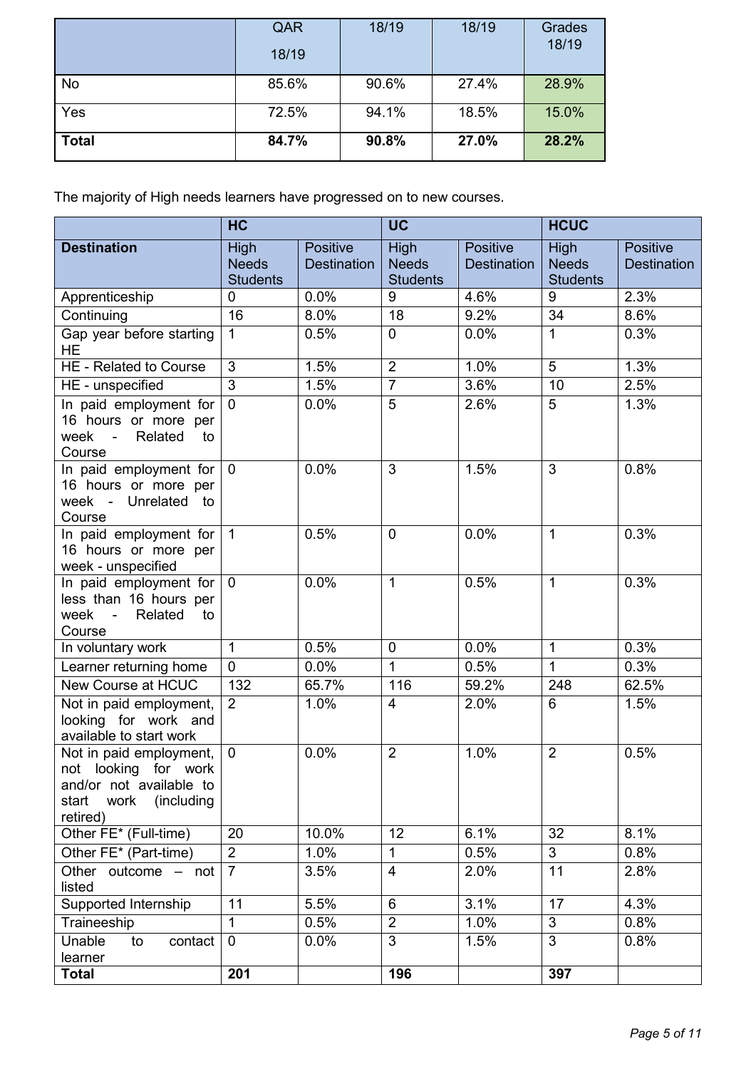| | QAR 18/19 | 18/19 | 18/19 | Grades 18/19 |
|---|---|---|---|---|
| No | 85.6% | 90.6% | 27.4% | 28.9% |
| Yes | 72.5% | 94.1% | 18.5% | 15.0% |
| **Total** | **84.7%** | **90.8%** | **27.0%** | **28.2%** |

The majority of High needs learners have progressed on to new courses.

| | **HC** | | **UC** | | **HCUC** | |
|---|---|---|---|---|---|---|
| **Destination** | High Needs Students | Positive Destination | High Needs Students | Positive Destination | High Needs Students | Positive Destination |
| Apprenticeship | 0 | 0.0% | 9 | 4.6% | 9 | 2.3% |
| Continuing | 16 | 8.0% | 18 | 9.2% | 34 | 8.6% |
| Gap year before starting HE | 1 | 0.5% | 0 | 0.0% | 1 | 0.3% |
| HE - Related to Course | 3 | 1.5% | 2 | 1.0% | 5 | 1.3% |
| HE - unspecified | 3 | 1.5% | 7 | 3.6% | 10 | 2.5% |
| In paid employment for 16 hours or more per week - Related to Course | 0 | 0.0% | 5 | 2.6% | 5 | 1.3% |
| In paid employment for 16 hours or more per week - Unrelated to Course | 0 | 0.0% | 3 | 1.5% | 3 | 0.8% |
| In paid employment for 16 hours or more per week - unspecified | 1 | 0.5% | 0 | 0.0% | 1 | 0.3% |
| In paid employment for less than 16 hours per week - Related to Course | 0 | 0.0% | 1 | 0.5% | 1 | 0.3% |
| In voluntary work | 1 | 0.5% | 0 | 0.0% | 1 | 0.3% |
| Learner returning home | 0 | 0.0% | 1 | 0.5% | 1 | 0.3% |
| New Course at HCUC | 132 | 65.7% | 116 | 59.2% | 248 | 62.5% |
| Not in paid employment, looking for work and available to start work | 2 | 1.0% | 4 | 2.0% | 6 | 1.5% |
| Not in paid employment, not looking for work and/or not available to start work (including retired) | 0 | 0.0% | 2 | 1.0% | 2 | 0.5% |
| Other FE* (Full-time) | 20 | 10.0% | 12 | 6.1% | 32 | 8.1% |
| Other FE* (Part-time) | 2 | 1.0% | 1 | 0.5% | 3 | 0.8% |
| Other outcome – not listed | 7 | 3.5% | 4 | 2.0% | 11 | 2.8% |
| Supported Internship | 11 | 5.5% | 6 | 3.1% | 17 | 4.3% |
| Traineeship | 1 | 0.5% | 2 | 1.0% | 3 | 0.8% |
| Unable to contact learner | 0 | 0.0% | 3 | 1.5% | 3 | 0.8% |
| **Total** | **201** | | **196** | | **397** | |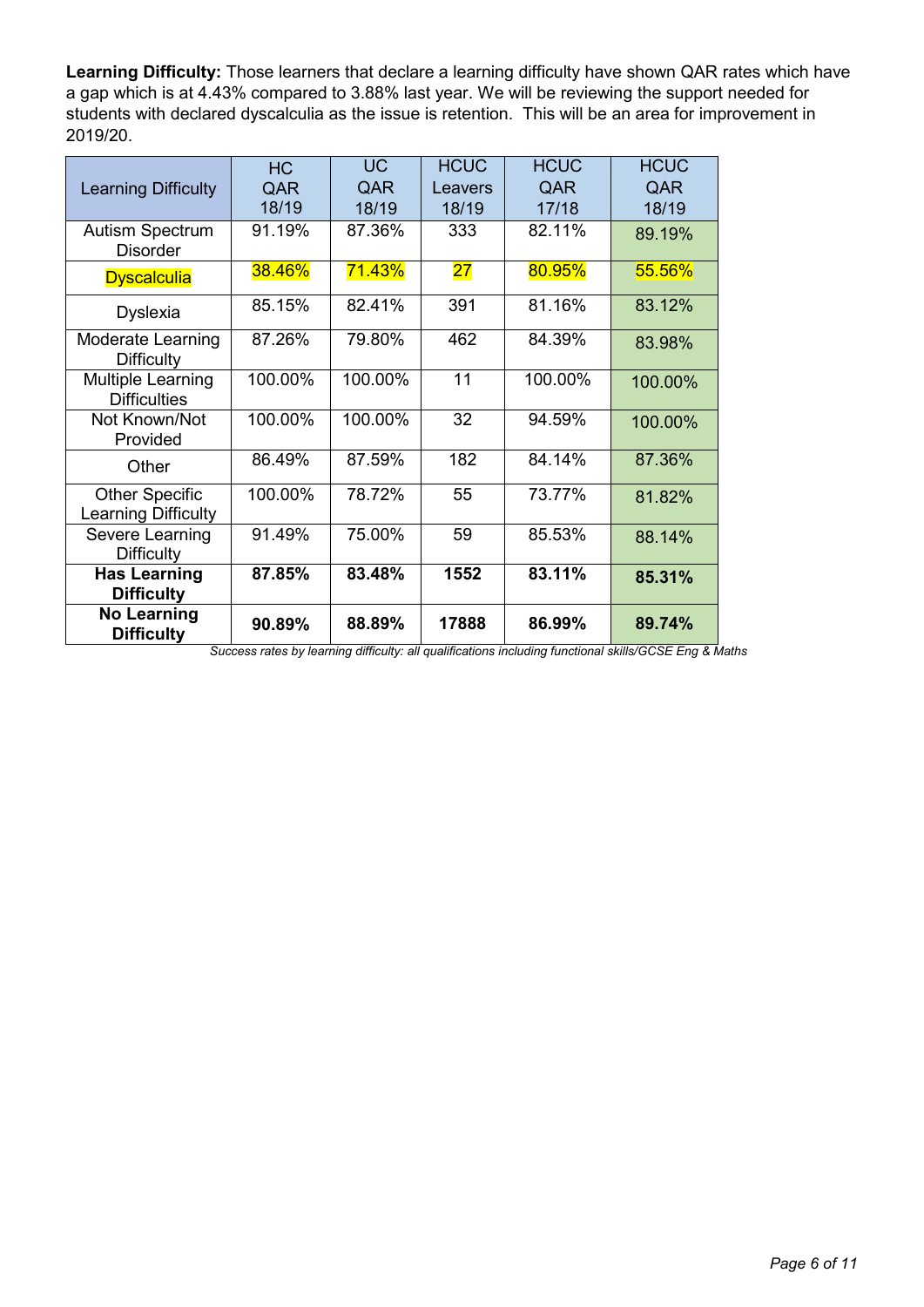**Learning Difficulty:** Those learners that declare a learning difficulty have shown QAR rates which have a gap which is at 4.43% compared to 3.88% last year. We will be reviewing the support needed for students with declared dyscalculia as the issue is retention. This will be an area for improvement in 2019/20.

| Learning Difficulty | HC QAR 18/19 | UC QAR 18/19 | HCUC Leavers 18/19 | HCUC QAR 17/18 | HCUC QAR 18/19 |
|---|---|---|---|---|---|
| Autism Spectrum Disorder | 91.19% | 87.36% | 333 | 82.11% | 89.19% |
| Dyscalculia | 38.46% | 71.43% | 27 | 80.95% | 55.56% |
| Dyslexia | 85.15% | 82.41% | 391 | 81.16% | 83.12% |
| Moderate Learning Difficulty | 87.26% | 79.80% | 462 | 84.39% | 83.98% |
| Multiple Learning Difficulties | 100.00% | 100.00% | 11 | 100.00% | 100.00% |
| Not Known/Not Provided | 100.00% | 100.00% | 32 | 94.59% | 100.00% |
| Other | 86.49% | 87.59% | 182 | 84.14% | 87.36% |
| Other Specific Learning Difficulty | 100.00% | 78.72% | 55 | 73.77% | 81.82% |
| Severe Learning Difficulty | 91.49% | 75.00% | 59 | 85.53% | 88.14% |
| **Has Learning Difficulty** | **87.85%** | **83.48%** | **1552** | **83.11%** | **85.31%** |
| **No Learning Difficulty** | **90.89%** | **88.89%** | **17888** | **86.99%** | **89.74%** |

*Success rates by learning difficulty: all qualifications including functional skills/GCSE Eng & Maths*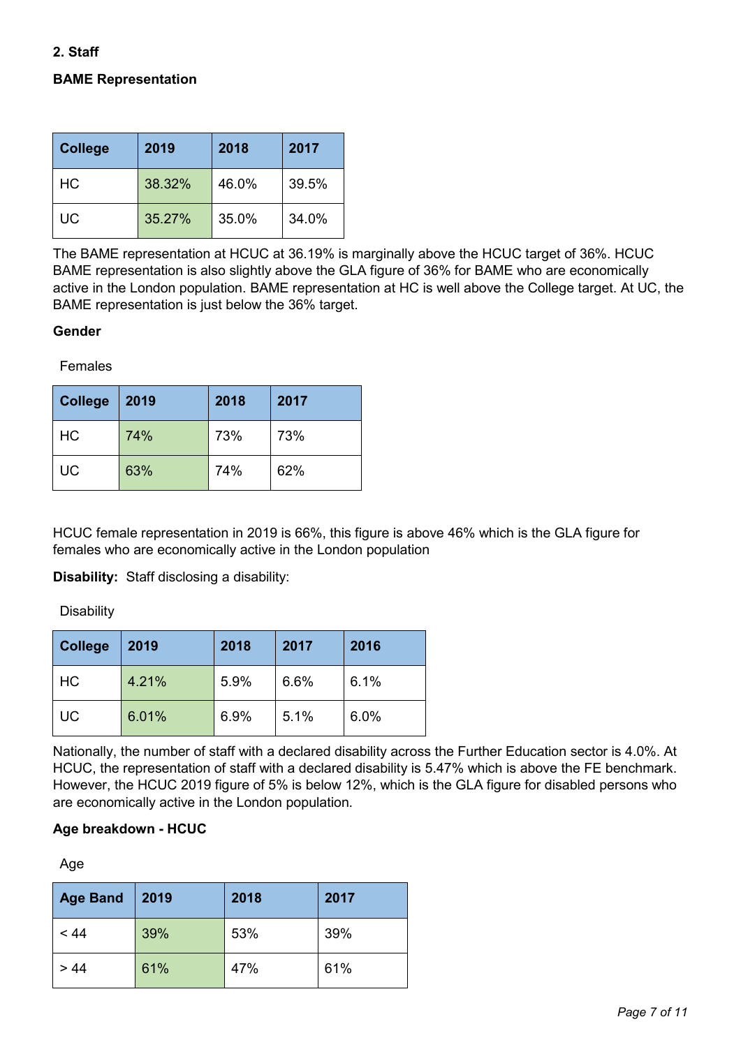## 2. Staff

### BAME Representation

| College | 2019 | 2018 | 2017 |
|---|---|---|---|
| HC | 38.32% | 46.0% | 39.5% |
| UC | 35.27% | 35.0% | 34.0% |

The BAME representation at HCUC at 36.19% is marginally above the HCUC target of 36%. HCUC BAME representation is also slightly above the GLA figure of 36% for BAME who are economically active in the London population. BAME representation at HC is well above the College target. At UC, the BAME representation is just below the 36% target.

### Gender

Females

| College | 2019 | 2018 | 2017 |
|---|---|---|---|
| HC | 74% | 73% | 73% |
| UC | 63% | 74% | 62% |

HCUC female representation in 2019 is 66%, this figure is above 46% which is the GLA figure for females who are economically active in the London population

**Disability:** Staff disclosing a disability:

Disability

| College | 2019 | 2018 | 2017 | 2016 |
|---|---|---|---|---|
| HC | 4.21% | 5.9% | 6.6% | 6.1% |
| UC | 6.01% | 6.9% | 5.1% | 6.0% |

Nationally, the number of staff with a declared disability across the Further Education sector is 4.0%. At HCUC, the representation of staff with a declared disability is 5.47% which is above the FE benchmark. However, the HCUC 2019 figure of 5% is below 12%, which is the GLA figure for disabled persons who are economically active in the London population.

### Age breakdown - HCUC

Age

| Age Band | 2019 | 2018 | 2017 |
|---|---|---|---|
| < 44 | 39% | 53% | 39% |
| > 44 | 61% | 47% | 61% |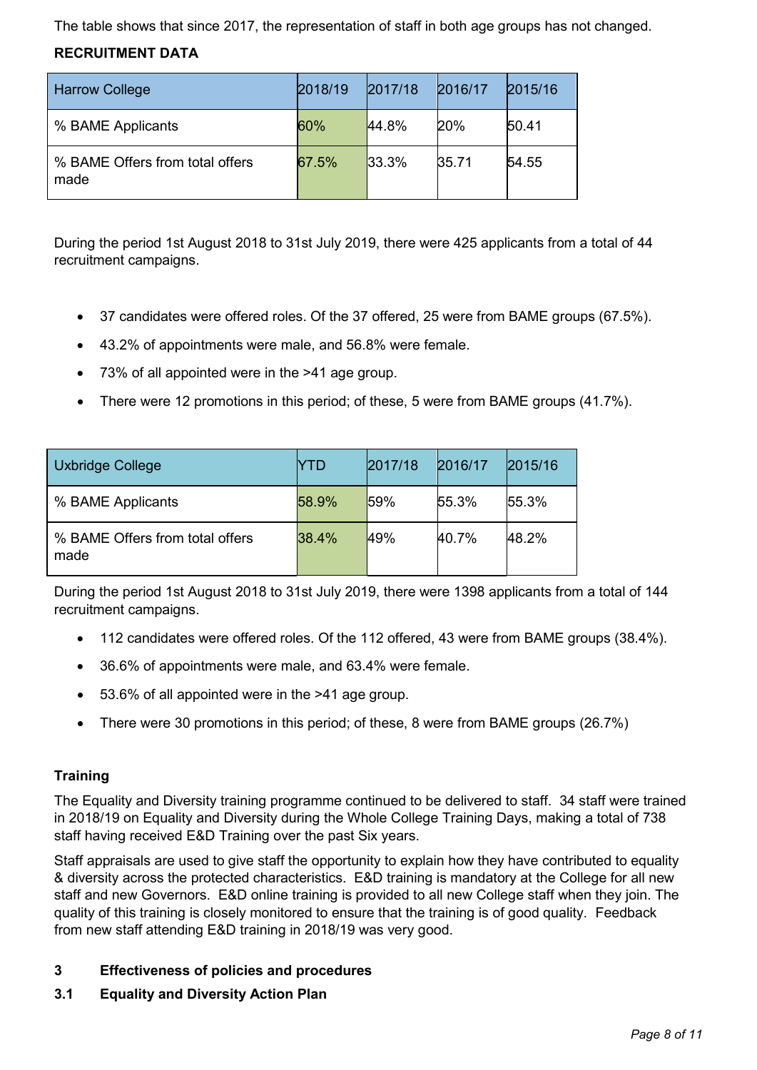The table shows that since 2017, the representation of staff in both age groups has not changed.

**RECRUITMENT DATA**

| Harrow College | 2018/19 | 2017/18 | 2016/17 | 2015/16 |
|---|---|---|---|---|
| % BAME Applicants | 60% | 44.8% | 20% | 50.41 |
| % BAME Offers from total offers made | 67.5% | 33.3% | 35.71 | 54.55 |

During the period 1st August 2018 to 31st July 2019, there were 425 applicants from a total of 44 recruitment campaigns.

- 37 candidates were offered roles. Of the 37 offered, 25 were from BAME groups (67.5%).
- 43.2% of appointments were male, and 56.8% were female.
- 73% of all appointed were in the >41 age group.
- There were 12 promotions in this period; of these, 5 were from BAME groups (41.7%).

| Uxbridge College | YTD | 2017/18 | 2016/17 | 2015/16 |
|---|---|---|---|---|
| % BAME Applicants | 58.9% | 59% | 55.3% | 55.3% |
| % BAME Offers from total offers made | 38.4% | 49% | 40.7% | 48.2% |

During the period 1st August 2018 to 31st July 2019, there were 1398 applicants from a total of 144 recruitment campaigns.

- 112 candidates were offered roles. Of the 112 offered, 43 were from BAME groups (38.4%).
- 36.6% of appointments were male, and 63.4% were female.
- 53.6% of all appointed were in the >41 age group.
- There were 30 promotions in this period; of these, 8 were from BAME groups (26.7%)

**Training**

The Equality and Diversity training programme continued to be delivered to staff. 34 staff were trained in 2018/19 on Equality and Diversity during the Whole College Training Days, making a total of 738 staff having received E&D Training over the past Six years.

Staff appraisals are used to give staff the opportunity to explain how they have contributed to equality & diversity across the protected characteristics. E&D training is mandatory at the College for all new staff and new Governors. E&D online training is provided to all new College staff when they join. The quality of this training is closely monitored to ensure that the training is of good quality. Feedback from new staff attending E&D training in 2018/19 was very good.

## 3 Effectiveness of policies and procedures

### 3.1 Equality and Diversity Action Plan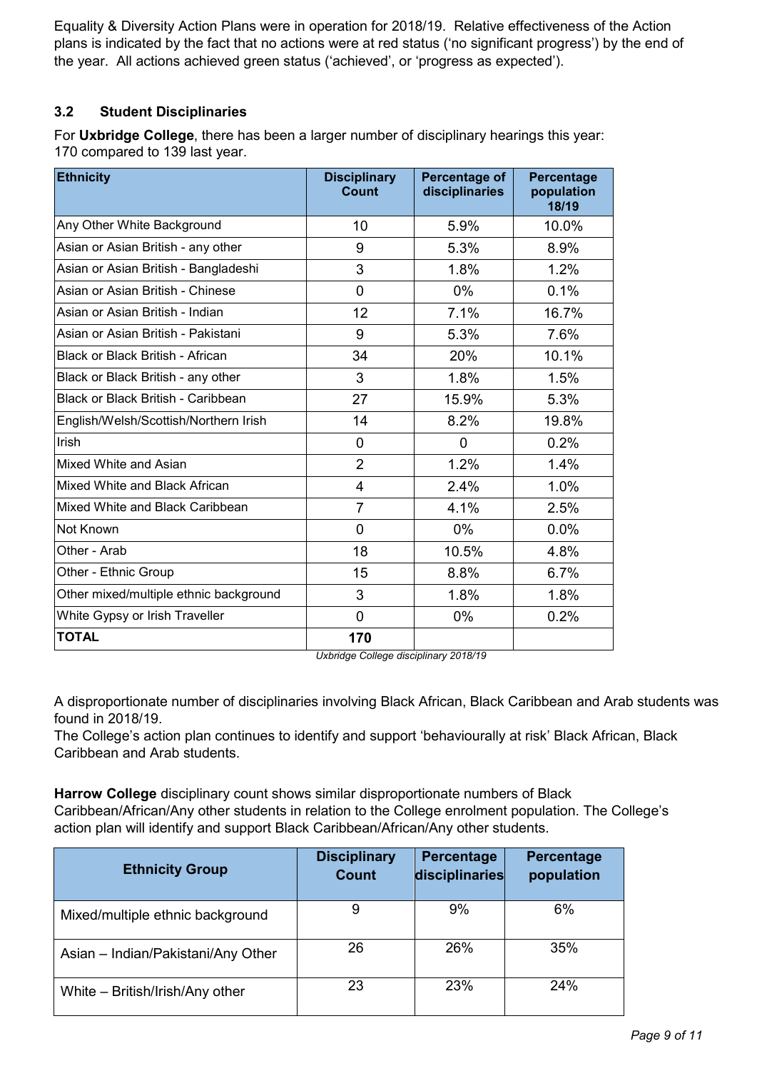Equality & Diversity Action Plans were in operation for 2018/19. Relative effectiveness of the Action plans is indicated by the fact that no actions were at red status ('no significant progress') by the end of the year. All actions achieved green status ('achieved', or 'progress as expected').

### 3.2 Student Disciplinaries

For **Uxbridge College**, there has been a larger number of disciplinary hearings this year: 170 compared to 139 last year.

| Ethnicity | Disciplinary Count | Percentage of disciplinaries | Percentage population 18/19 |
|---|---|---|---|
| Any Other White Background | 10 | 5.9% | 10.0% |
| Asian or Asian British - any other | 9 | 5.3% | 8.9% |
| Asian or Asian British - Bangladeshi | 3 | 1.8% | 1.2% |
| Asian or Asian British - Chinese | 0 | 0% | 0.1% |
| Asian or Asian British - Indian | 12 | 7.1% | 16.7% |
| Asian or Asian British - Pakistani | 9 | 5.3% | 7.6% |
| Black or Black British - African | 34 | 20% | 10.1% |
| Black or Black British - any other | 3 | 1.8% | 1.5% |
| Black or Black British - Caribbean | 27 | 15.9% | 5.3% |
| English/Welsh/Scottish/Northern Irish | 14 | 8.2% | 19.8% |
| Irish | 0 | 0 | 0.2% |
| Mixed White and Asian | 2 | 1.2% | 1.4% |
| Mixed White and Black African | 4 | 2.4% | 1.0% |
| Mixed White and Black Caribbean | 7 | 4.1% | 2.5% |
| Not Known | 0 | 0% | 0.0% |
| Other - Arab | 18 | 10.5% | 4.8% |
| Other - Ethnic Group | 15 | 8.8% | 6.7% |
| Other mixed/multiple ethnic background | 3 | 1.8% | 1.8% |
| White Gypsy or Irish Traveller | 0 | 0% | 0.2% |
| **TOTAL** | **170** | | |

*Uxbridge College disciplinary 2018/19*

A disproportionate number of disciplinaries involving Black African, Black Caribbean and Arab students was found in 2018/19.
The College's action plan continues to identify and support 'behaviourally at risk' Black African, Black Caribbean and Arab students.

**Harrow College** disciplinary count shows similar disproportionate numbers of Black Caribbean/African/Any other students in relation to the College enrolment population. The College's action plan will identify and support Black Caribbean/African/Any other students.

| Ethnicity Group | Disciplinary Count | Percentage disciplinaries | Percentage population |
|---|---|---|---|
| Mixed/multiple ethnic background | 9 | 9% | 6% |
| Asian – Indian/Pakistani/Any Other | 26 | 26% | 35% |
| White – British/Irish/Any other | 23 | 23% | 24% |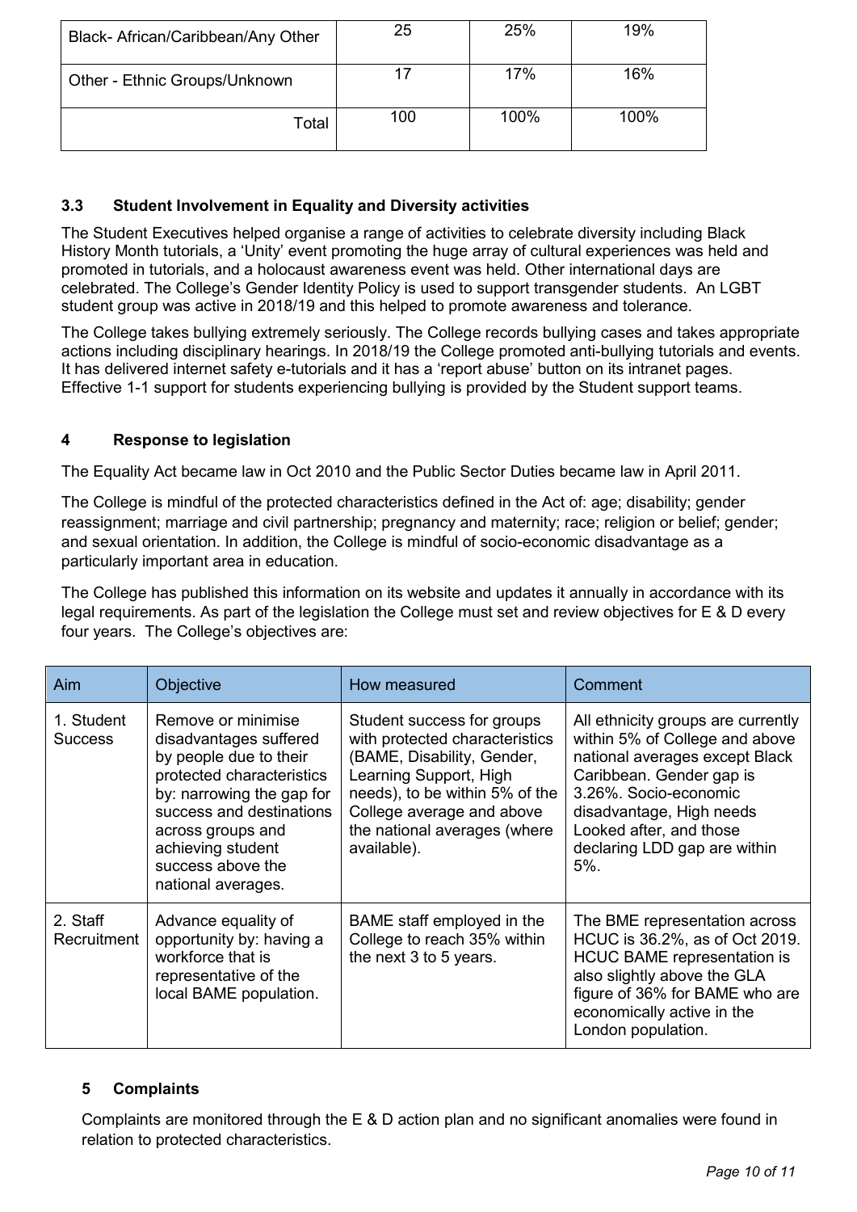| | | | |
|---|---|---|---|
| Black- African/Caribbean/Any Other | 25 | 25% | 19% |
| Other - Ethnic Groups/Unknown | 17 | 17% | 16% |
| Total | 100 | 100% | 100% |

### 3.3 Student Involvement in Equality and Diversity activities

The Student Executives helped organise a range of activities to celebrate diversity including Black History Month tutorials, a 'Unity' event promoting the huge array of cultural experiences was held and promoted in tutorials, and a holocaust awareness event was held. Other international days are celebrated. The College's Gender Identity Policy is used to support transgender students. An LGBT student group was active in 2018/19 and this helped to promote awareness and tolerance.

The College takes bullying extremely seriously. The College records bullying cases and takes appropriate actions including disciplinary hearings. In 2018/19 the College promoted anti-bullying tutorials and events. It has delivered internet safety e-tutorials and it has a 'report abuse' button on its intranet pages. Effective 1-1 support for students experiencing bullying is provided by the Student support teams.

## 4 Response to legislation

The Equality Act became law in Oct 2010 and the Public Sector Duties became law in April 2011.

The College is mindful of the protected characteristics defined in the Act of: age; disability; gender reassignment; marriage and civil partnership; pregnancy and maternity; race; religion or belief; gender; and sexual orientation. In addition, the College is mindful of socio-economic disadvantage as a particularly important area in education.

The College has published this information on its website and updates it annually in accordance with its legal requirements. As part of the legislation the College must set and review objectives for E & D every four years. The College's objectives are:

| Aim | Objective | How measured | Comment |
|---|---|---|---|
| 1. Student Success | Remove or minimise disadvantages suffered by people due to their protected characteristics by: narrowing the gap for success and destinations across groups and achieving student success above the national averages. | Student success for groups with protected characteristics (BAME, Disability, Gender, Learning Support, High needs), to be within 5% of the College average and above the national averages (where available). | All ethnicity groups are currently within 5% of College and above national averages except Black Caribbean. Gender gap is 3.26%. Socio-economic disadvantage, High needs Looked after, and those declaring LDD gap are within 5%. |
| 2. Staff Recruitment | Advance equality of opportunity by: having a workforce that is representative of the local BAME population. | BAME staff employed in the College to reach 35% within the next 3 to 5 years. | The BME representation across HCUC is 36.2%, as of Oct 2019. HCUC BAME representation is also slightly above the GLA figure of 36% for BAME who are economically active in the London population. |

## 5 Complaints

Complaints are monitored through the E & D action plan and no significant anomalies were found in relation to protected characteristics.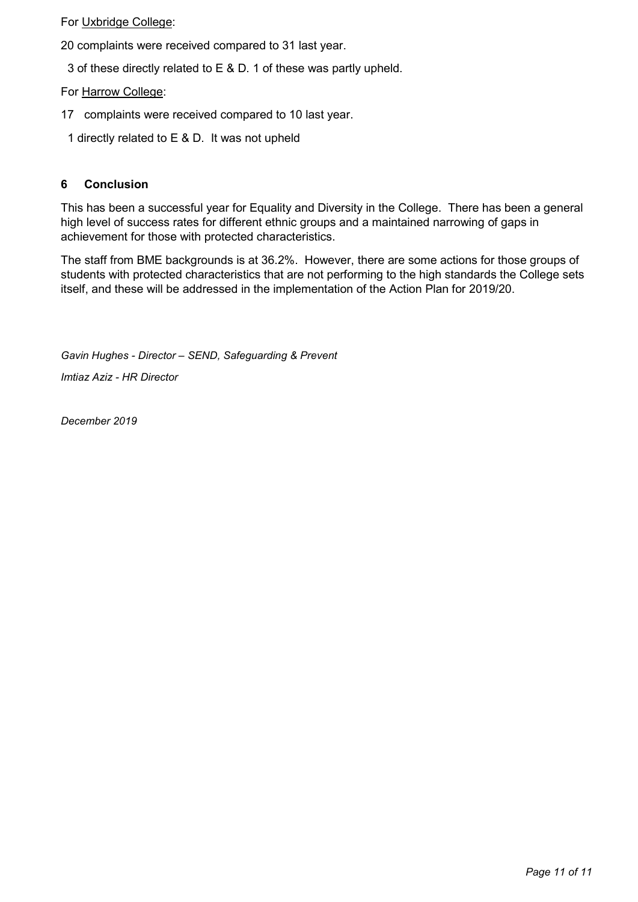For Uxbridge College:

20 complaints were received compared to 31 last year.

3 of these directly related to E & D. 1 of these was partly upheld.

For Harrow College:

17 complaints were received compared to 10 last year.

1 directly related to E & D. It was not upheld

## 6 Conclusion

This has been a successful year for Equality and Diversity in the College. There has been a general high level of success rates for different ethnic groups and a maintained narrowing of gaps in achievement for those with protected characteristics.

The staff from BME backgrounds is at 36.2%. However, there are some actions for those groups of students with protected characteristics that are not performing to the high standards the College sets itself, and these will be addressed in the implementation of the Action Plan for 2019/20.

*Gavin Hughes - Director – SEND, Safeguarding & Prevent*

*Imtiaz Aziz - HR Director*

*December 2019*